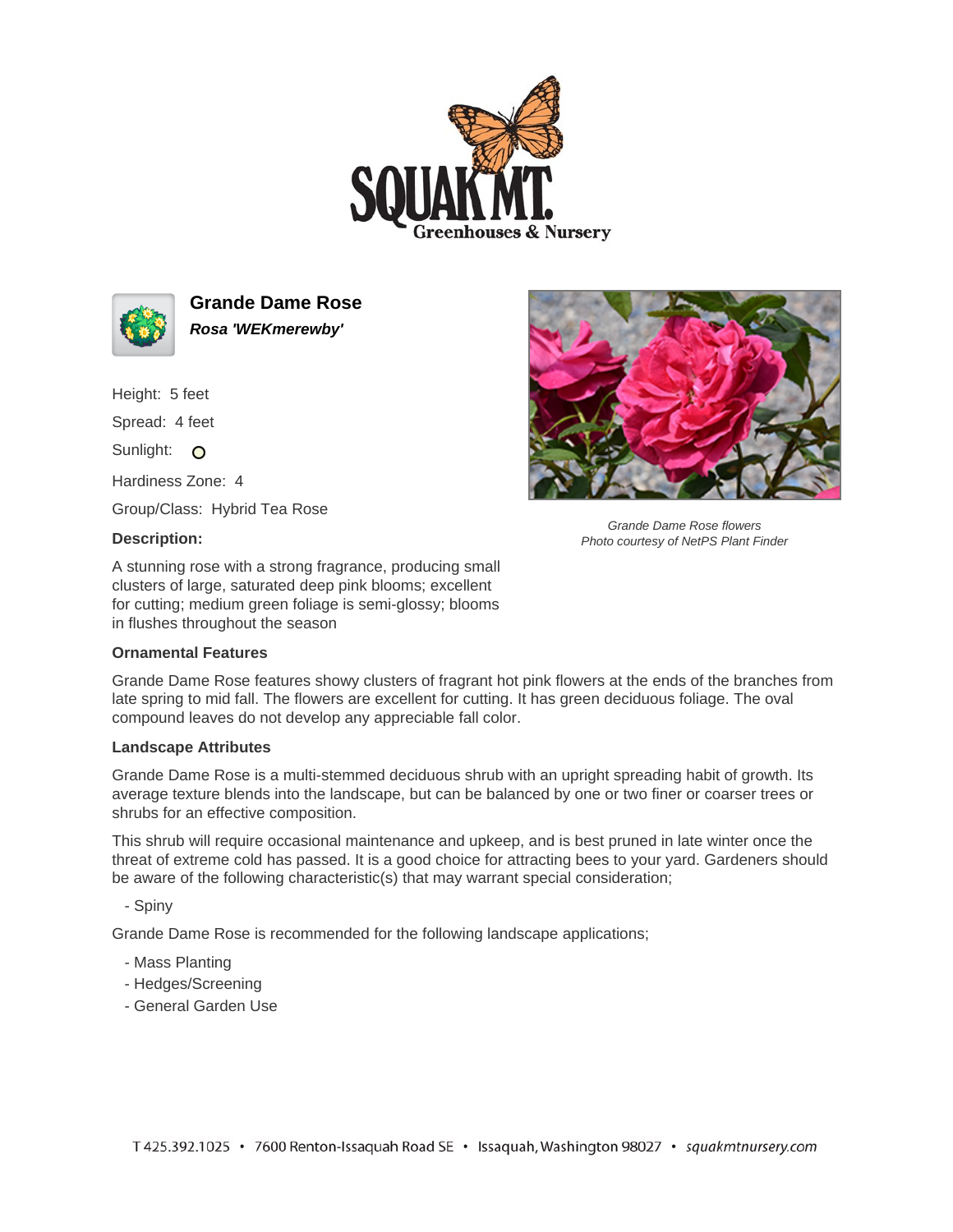# Grande Dame Rose

***Rosa 'WEKmerewby'***

Height: 5 feet

Spread: 4 feet

Sunlight:

Hardiness Zone: 4

Group/Class: Hybrid Tea Rose

**Description:**

A stunning rose with a strong fragrance, producing small clusters of large, saturated deep pink blooms; excellent for cutting; medium green foliage is semi-glossy; blooms in flushes throughout the season

*Grande Dame Rose flowers*
*Photo courtesy of NetPS Plant Finder*

### Ornamental Features

Grande Dame Rose features showy clusters of fragrant hot pink flowers at the ends of the branches from late spring to mid fall. The flowers are excellent for cutting. It has green deciduous foliage. The oval compound leaves do not develop any appreciable fall color.

### Landscape Attributes

Grande Dame Rose is a multi-stemmed deciduous shrub with an upright spreading habit of growth. Its average texture blends into the landscape, but can be balanced by one or two finer or coarser trees or shrubs for an effective composition.

This shrub will require occasional maintenance and upkeep, and is best pruned in late winter once the threat of extreme cold has passed. It is a good choice for attracting bees to your yard. Gardeners should be aware of the following characteristic(s) that may warrant special consideration;

- Spiny

Grande Dame Rose is recommended for the following landscape applications;

- Mass Planting
- Hedges/Screening
- General Garden Use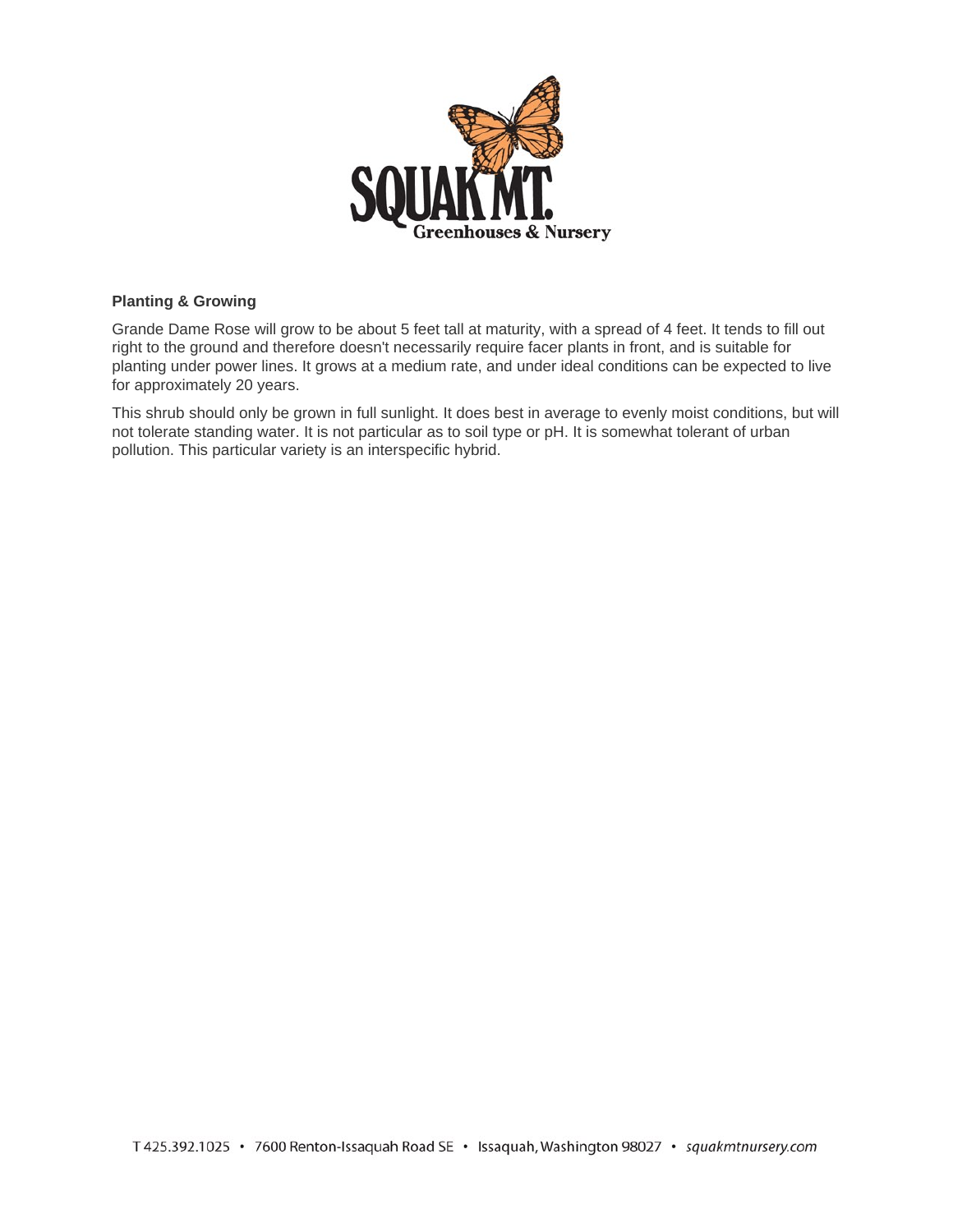### Planting & Growing

Grande Dame Rose will grow to be about 5 feet tall at maturity, with a spread of 4 feet. It tends to fill out right to the ground and therefore doesn't necessarily require facer plants in front, and is suitable for planting under power lines. It grows at a medium rate, and under ideal conditions can be expected to live for approximately 20 years.

This shrub should only be grown in full sunlight. It does best in average to evenly moist conditions, but will not tolerate standing water. It is not particular as to soil type or pH. It is somewhat tolerant of urban pollution. This particular variety is an interspecific hybrid.